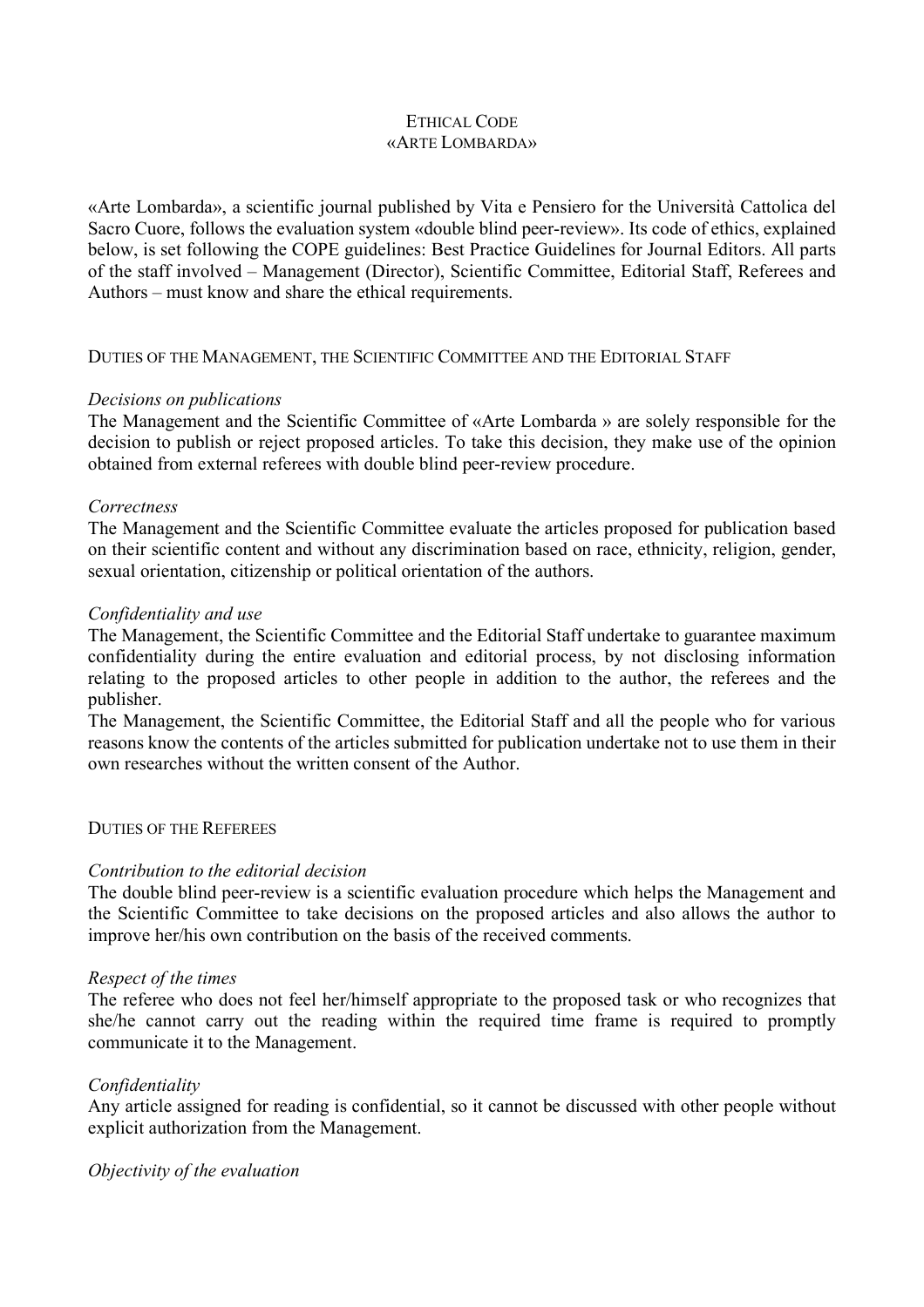# ETHICAL CODE
# «ARTE LOMBARDA»

«Arte Lombarda», a scientific journal published by Vita e Pensiero for the Università Cattolica del Sacro Cuore, follows the evaluation system «double blind peer-review». Its code of ethics, explained below, is set following the COPE guidelines: Best Practice Guidelines for Journal Editors. All parts of the staff involved – Management (Director), Scientific Committee, Editorial Staff, Referees and Authors – must know and share the ethical requirements.

## DUTIES OF THE MANAGEMENT, THE SCIENTIFIC COMMITTEE AND THE EDITORIAL STAFF

*Decisions on publications*
The Management and the Scientific Committee of «Arte Lombarda » are solely responsible for the decision to publish or reject proposed articles. To take this decision, they make use of the opinion obtained from external referees with double blind peer-review procedure.

*Correctness*
The Management and the Scientific Committee evaluate the articles proposed for publication based on their scientific content and without any discrimination based on race, ethnicity, religion, gender, sexual orientation, citizenship or political orientation of the authors.

*Confidentiality and use*
The Management, the Scientific Committee and the Editorial Staff undertake to guarantee maximum confidentiality during the entire evaluation and editorial process, by not disclosing information relating to the proposed articles to other people in addition to the author, the referees and the publisher.
The Management, the Scientific Committee, the Editorial Staff and all the people who for various reasons know the contents of the articles submitted for publication undertake not to use them in their own researches without the written consent of the Author.

## DUTIES OF THE REFEREES

*Contribution to the editorial decision*
The double blind peer-review is a scientific evaluation procedure which helps the Management and the Scientific Committee to take decisions on the proposed articles and also allows the author to improve her/his own contribution on the basis of the received comments.

*Respect of the times*
The referee who does not feel her/himself appropriate to the proposed task or who recognizes that she/he cannot carry out the reading within the required time frame is required to promptly communicate it to the Management.

*Confidentiality*
Any article assigned for reading is confidential, so it cannot be discussed with other people without explicit authorization from the Management.

*Objectivity of the evaluation*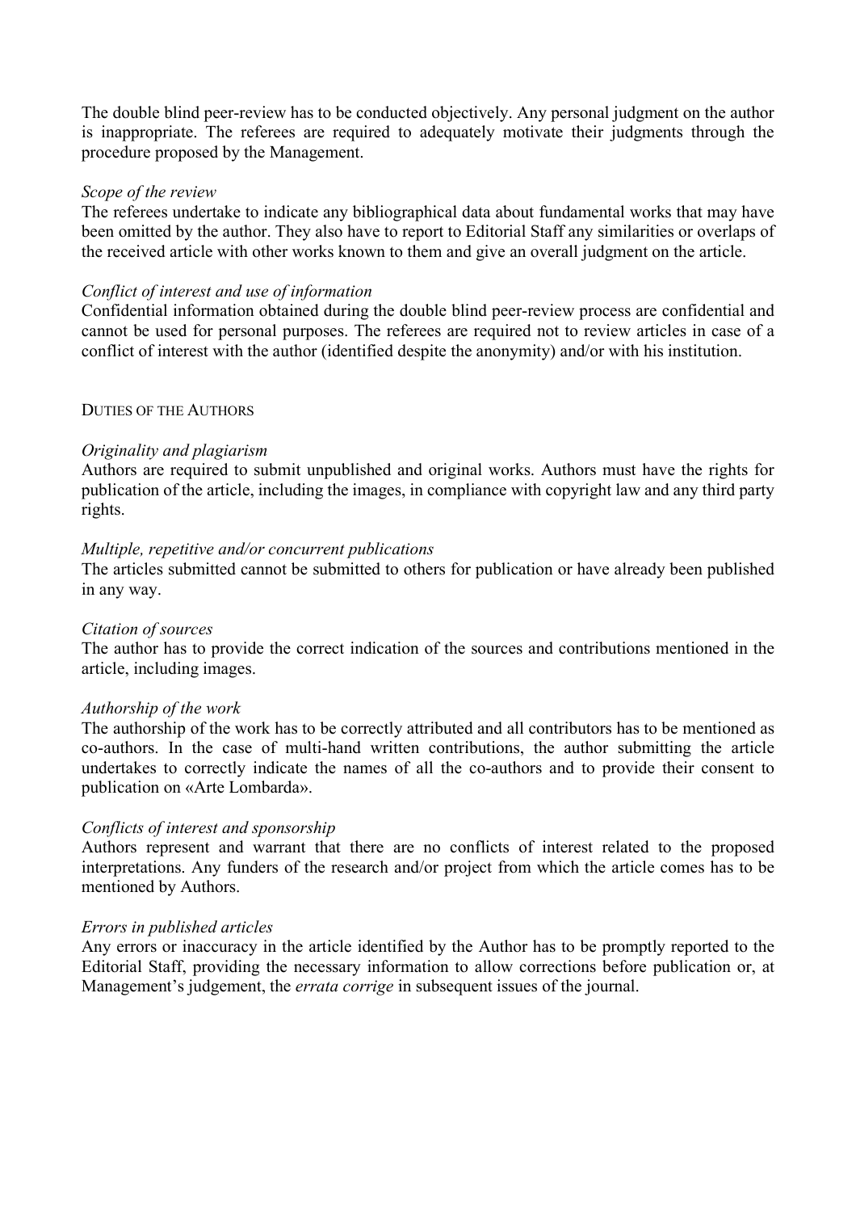The double blind peer-review has to be conducted objectively. Any personal judgment on the author is inappropriate. The referees are required to adequately motivate their judgments through the procedure proposed by the Management.

*Scope of the review*
The referees undertake to indicate any bibliographical data about fundamental works that may have been omitted by the author. They also have to report to Editorial Staff any similarities or overlaps of the received article with other works known to them and give an overall judgment on the article.

*Conflict of interest and use of information*
Confidential information obtained during the double blind peer-review process are confidential and cannot be used for personal purposes. The referees are required not to review articles in case of a conflict of interest with the author (identified despite the anonymity) and/or with his institution.

## DUTIES OF THE AUTHORS

*Originality and plagiarism*
Authors are required to submit unpublished and original works. Authors must have the rights for publication of the article, including the images, in compliance with copyright law and any third party rights.

*Multiple, repetitive and/or concurrent publications*
The articles submitted cannot be submitted to others for publication or have already been published in any way.

*Citation of sources*
The author has to provide the correct indication of the sources and contributions mentioned in the article, including images.

*Authorship of the work*
The authorship of the work has to be correctly attributed and all contributors has to be mentioned as co-authors. In the case of multi-hand written contributions, the author submitting the article undertakes to correctly indicate the names of all the co-authors and to provide their consent to publication on «Arte Lombarda».

*Conflicts of interest and sponsorship*
Authors represent and warrant that there are no conflicts of interest related to the proposed interpretations. Any funders of the research and/or project from which the article comes has to be mentioned by Authors.

*Errors in published articles*
Any errors or inaccuracy in the article identified by the Author has to be promptly reported to the Editorial Staff, providing the necessary information to allow corrections before publication or, at Management's judgement, the *errata corrige* in subsequent issues of the journal.